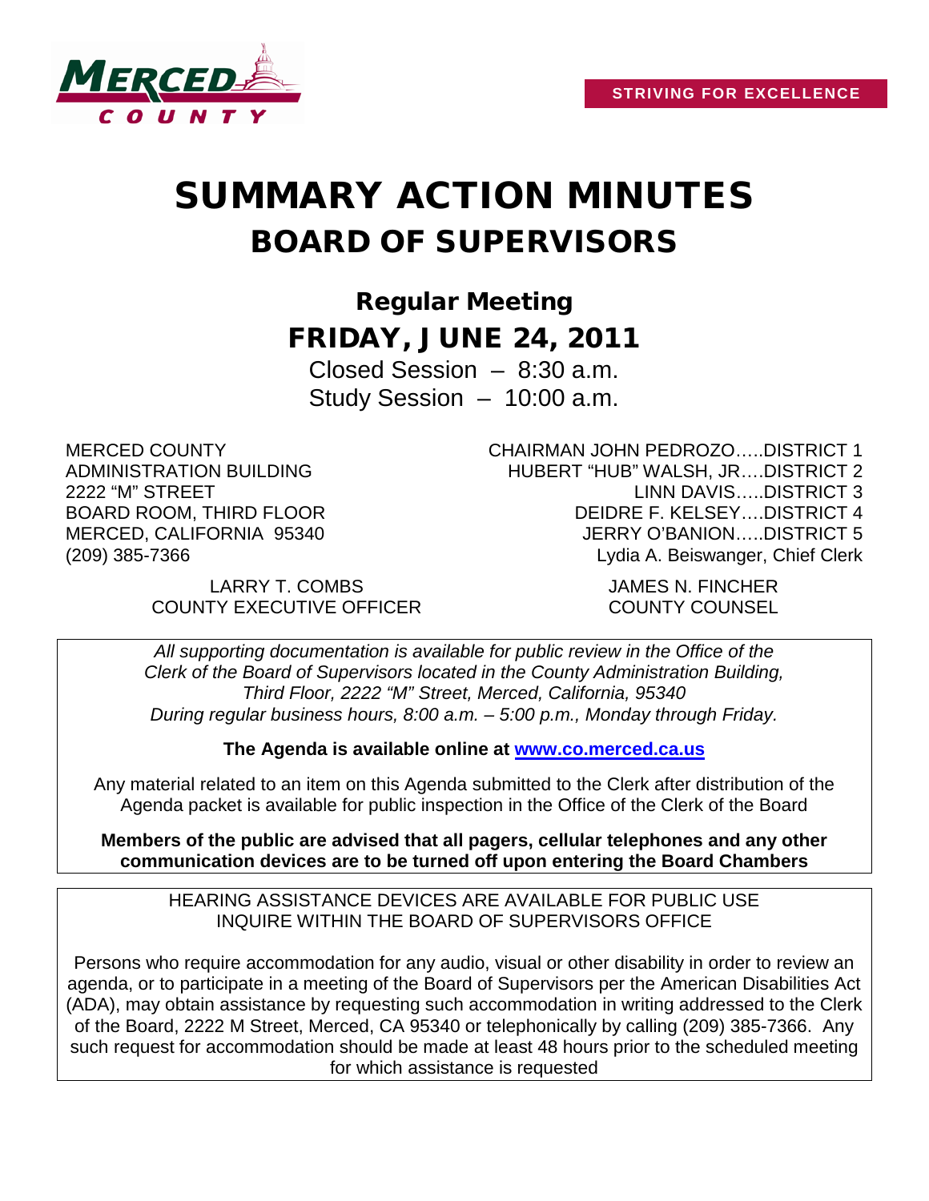MERCED COUNTY

**STRIVING FOR EXCELLENCE**

# SUMMARY ACTION MINUTES
## BOARD OF SUPERVISORS

### Regular Meeting
### FRIDAY, JUNE 24, 2011

Closed Session – 8:30 a.m.
Study Session – 10:00 a.m.

MERCED COUNTY
ADMINISTRATION BUILDING
2222 "M" STREET
BOARD ROOM, THIRD FLOOR
MERCED, CALIFORNIA 95340
(209) 385-7366

CHAIRMAN JOHN PEDROZO…..DISTRICT 1
HUBERT "HUB" WALSH, JR….DISTRICT 2
LINN DAVIS…..DISTRICT 3
DEIDRE F. KELSEY….DISTRICT 4
JERRY O'BANION…..DISTRICT 5
Lydia A. Beiswanger, Chief Clerk

LARRY T. COMBS
COUNTY EXECUTIVE OFFICER

JAMES N. FINCHER
COUNTY COUNSEL

*All supporting documentation is available for public review in the Office of the Clerk of the Board of Supervisors located in the County Administration Building, Third Floor, 2222 "M" Street, Merced, California, 95340 During regular business hours, 8:00 a.m. – 5:00 p.m., Monday through Friday.*

**The Agenda is available online at www.co.merced.ca.us**

Any material related to an item on this Agenda submitted to the Clerk after distribution of the Agenda packet is available for public inspection in the Office of the Clerk of the Board

**Members of the public are advised that all pagers, cellular telephones and any other communication devices are to be turned off upon entering the Board Chambers**

HEARING ASSISTANCE DEVICES ARE AVAILABLE FOR PUBLIC USE
INQUIRE WITHIN THE BOARD OF SUPERVISORS OFFICE

Persons who require accommodation for any audio, visual or other disability in order to review an agenda, or to participate in a meeting of the Board of Supervisors per the American Disabilities Act (ADA), may obtain assistance by requesting such accommodation in writing addressed to the Clerk of the Board, 2222 M Street, Merced, CA 95340 or telephonically by calling (209) 385-7366. Any such request for accommodation should be made at least 48 hours prior to the scheduled meeting for which assistance is requested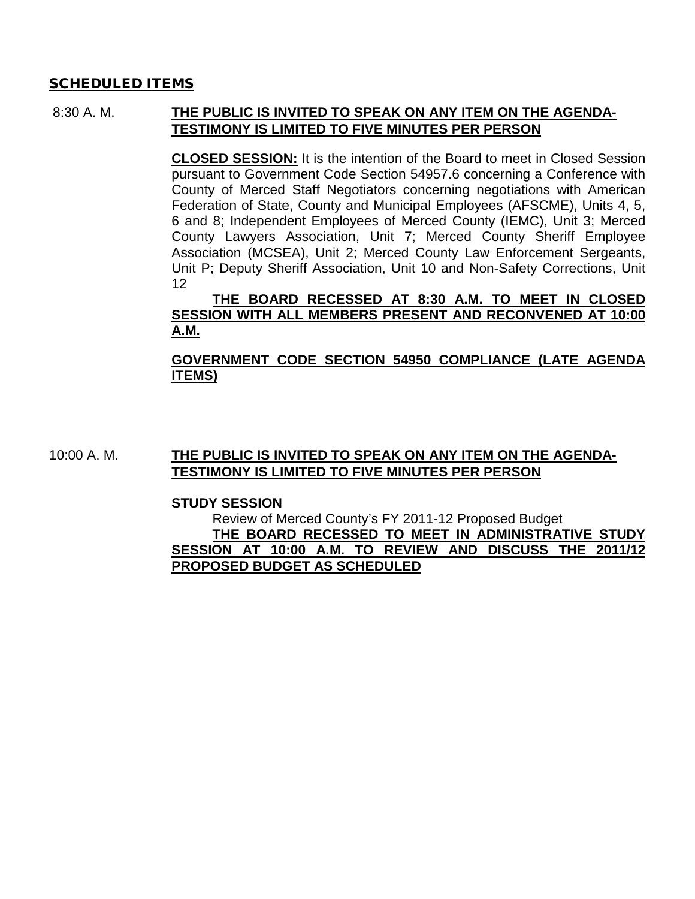## SCHEDULED ITEMS

8:30 A. M. **THE PUBLIC IS INVITED TO SPEAK ON ANY ITEM ON THE AGENDA-TESTIMONY IS LIMITED TO FIVE MINUTES PER PERSON**

**CLOSED SESSION:** It is the intention of the Board to meet in Closed Session pursuant to Government Code Section 54957.6 concerning a Conference with County of Merced Staff Negotiators concerning negotiations with American Federation of State, County and Municipal Employees (AFSCME), Units 4, 5, 6 and 8; Independent Employees of Merced County (IEMC), Unit 3; Merced County Lawyers Association, Unit 7; Merced County Sheriff Employee Association (MCSEA), Unit 2; Merced County Law Enforcement Sergeants, Unit P; Deputy Sheriff Association, Unit 10 and Non-Safety Corrections, Unit 12

**THE BOARD RECESSED AT 8:30 A.M. TO MEET IN CLOSED SESSION WITH ALL MEMBERS PRESENT AND RECONVENED AT 10:00 A.M.**

**GOVERNMENT CODE SECTION 54950 COMPLIANCE (LATE AGENDA ITEMS)**

10:00 A. M. **THE PUBLIC IS INVITED TO SPEAK ON ANY ITEM ON THE AGENDA-TESTIMONY IS LIMITED TO FIVE MINUTES PER PERSON**

**STUDY SESSION**

Review of Merced County's FY 2011-12 Proposed Budget

**THE BOARD RECESSED TO MEET IN ADMINISTRATIVE STUDY SESSION AT 10:00 A.M. TO REVIEW AND DISCUSS THE 2011/12 PROPOSED BUDGET AS SCHEDULED**